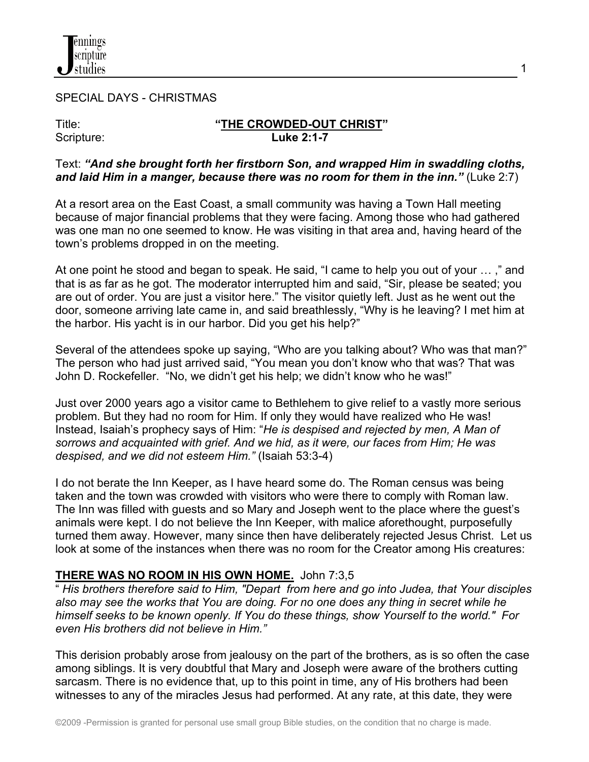SPECIAL DAYS - CHRISTMAS

Title: **"THE CROWDED-OUT CHRIST"**
Scripture: **Luke 2:1-7**

Text: ***"And she brought forth her firstborn Son, and wrapped Him in swaddling cloths, and laid Him in a manger, because there was no room for them in the inn."*** (Luke 2:7)

At a resort area on the East Coast, a small community was having a Town Hall meeting because of major financial problems that they were facing. Among those who had gathered was one man no one seemed to know. He was visiting in that area and, having heard of the town's problems dropped in on the meeting.

At one point he stood and began to speak. He said, "I came to help you out of your … ," and that is as far as he got. The moderator interrupted him and said, "Sir, please be seated; you are out of order. You are just a visitor here." The visitor quietly left. Just as he went out the door, someone arriving late came in, and said breathlessly, "Why is he leaving? I met him at the harbor. His yacht is in our harbor. Did you get his help?"

Several of the attendees spoke up saying, "Who are you talking about? Who was that man?" The person who had just arrived said, "You mean you don't know who that was? That was John D. Rockefeller. "No, we didn't get his help; we didn't know who he was!"

Just over 2000 years ago a visitor came to Bethlehem to give relief to a vastly more serious problem. But they had no room for Him. If only they would have realized who He was! Instead, Isaiah's prophecy says of Him: "*He is despised and rejected by men, A Man of sorrows and acquainted with grief. And we hid, as it were, our faces from Him; He was despised, and we did not esteem Him."* (Isaiah 53:3-4)

I do not berate the Inn Keeper, as I have heard some do. The Roman census was being taken and the town was crowded with visitors who were there to comply with Roman law. The Inn was filled with guests and so Mary and Joseph went to the place where the guest's animals were kept. I do not believe the Inn Keeper, with malice aforethought, purposefully turned them away. However, many since then have deliberately rejected Jesus Christ. Let us look at some of the instances when there was no room for the Creator among His creatures:

**THERE WAS NO ROOM IN HIS OWN HOME.** John 7:3,5
" *His brothers therefore said to Him, "Depart from here and go into Judea, that Your disciples also may see the works that You are doing. For no one does any thing in secret while he himself seeks to be known openly. If You do these things, show Yourself to the world." For even His brothers did not believe in Him."*

This derision probably arose from jealousy on the part of the brothers, as is so often the case among siblings. It is very doubtful that Mary and Joseph were aware of the brothers cutting sarcasm. There is no evidence that, up to this point in time, any of His brothers had been witnesses to any of the miracles Jesus had performed. At any rate, at this date, they were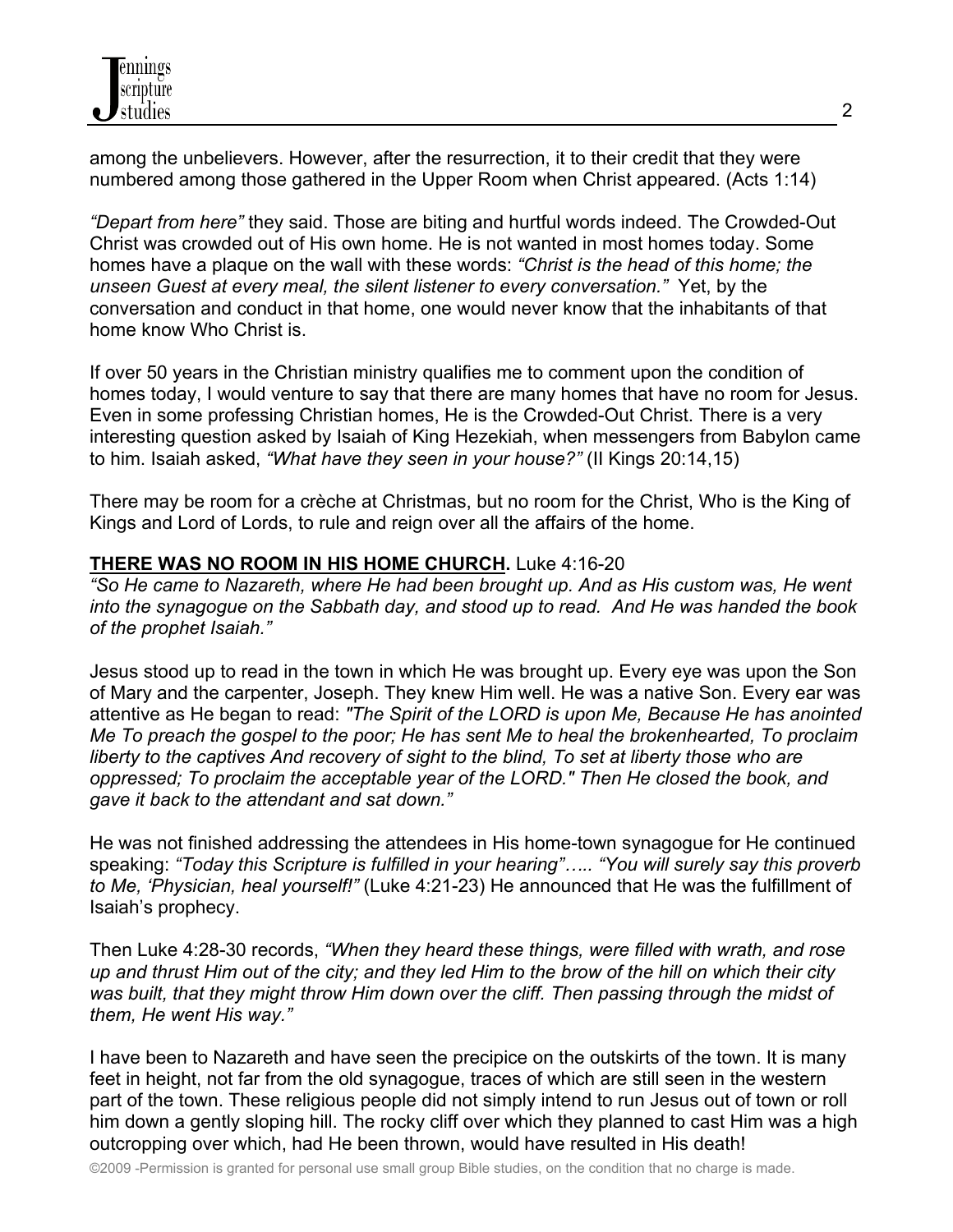among the unbelievers. However, after the resurrection, it to their credit that they were numbered among those gathered in the Upper Room when Christ appeared. (Acts 1:14)

*"Depart from here"* they said. Those are biting and hurtful words indeed. The Crowded-Out Christ was crowded out of His own home. He is not wanted in most homes today. Some homes have a plaque on the wall with these words: *"Christ is the head of this home; the unseen Guest at every meal, the silent listener to every conversation."* Yet, by the conversation and conduct in that home, one would never know that the inhabitants of that home know Who Christ is.

If over 50 years in the Christian ministry qualifies me to comment upon the condition of homes today, I would venture to say that there are many homes that have no room for Jesus. Even in some professing Christian homes, He is the Crowded-Out Christ. There is a very interesting question asked by Isaiah of King Hezekiah, when messengers from Babylon came to him. Isaiah asked, *"What have they seen in your house?"* (II Kings 20:14,15)

There may be room for a crèche at Christmas, but no room for the Christ, Who is the King of Kings and Lord of Lords, to rule and reign over all the affairs of the home.

**THERE WAS NO ROOM IN HIS HOME CHURCH.** Luke 4:16-20
*"So He came to Nazareth, where He had been brought up. And as His custom was, He went into the synagogue on the Sabbath day, and stood up to read. And He was handed the book of the prophet Isaiah."*

Jesus stood up to read in the town in which He was brought up. Every eye was upon the Son of Mary and the carpenter, Joseph. They knew Him well. He was a native Son. Every ear was attentive as He began to read: *"The Spirit of the LORD is upon Me, Because He has anointed Me To preach the gospel to the poor; He has sent Me to heal the brokenhearted, To proclaim liberty to the captives And recovery of sight to the blind, To set at liberty those who are oppressed; To proclaim the acceptable year of the LORD." Then He closed the book, and gave it back to the attendant and sat down."*

He was not finished addressing the attendees in His home-town synagogue for He continued speaking: *"Today this Scripture is fulfilled in your hearing"….. "You will surely say this proverb to Me, 'Physician, heal yourself!"* (Luke 4:21-23) He announced that He was the fulfillment of Isaiah's prophecy.

Then Luke 4:28-30 records, *"When they heard these things, were filled with wrath, and rose up and thrust Him out of the city; and they led Him to the brow of the hill on which their city was built, that they might throw Him down over the cliff. Then passing through the midst of them, He went His way."*

I have been to Nazareth and have seen the precipice on the outskirts of the town. It is many feet in height, not far from the old synagogue, traces of which are still seen in the western part of the town. These religious people did not simply intend to run Jesus out of town or roll him down a gently sloping hill. The rocky cliff over which they planned to cast Him was a high outcropping over which, had He been thrown, would have resulted in His death!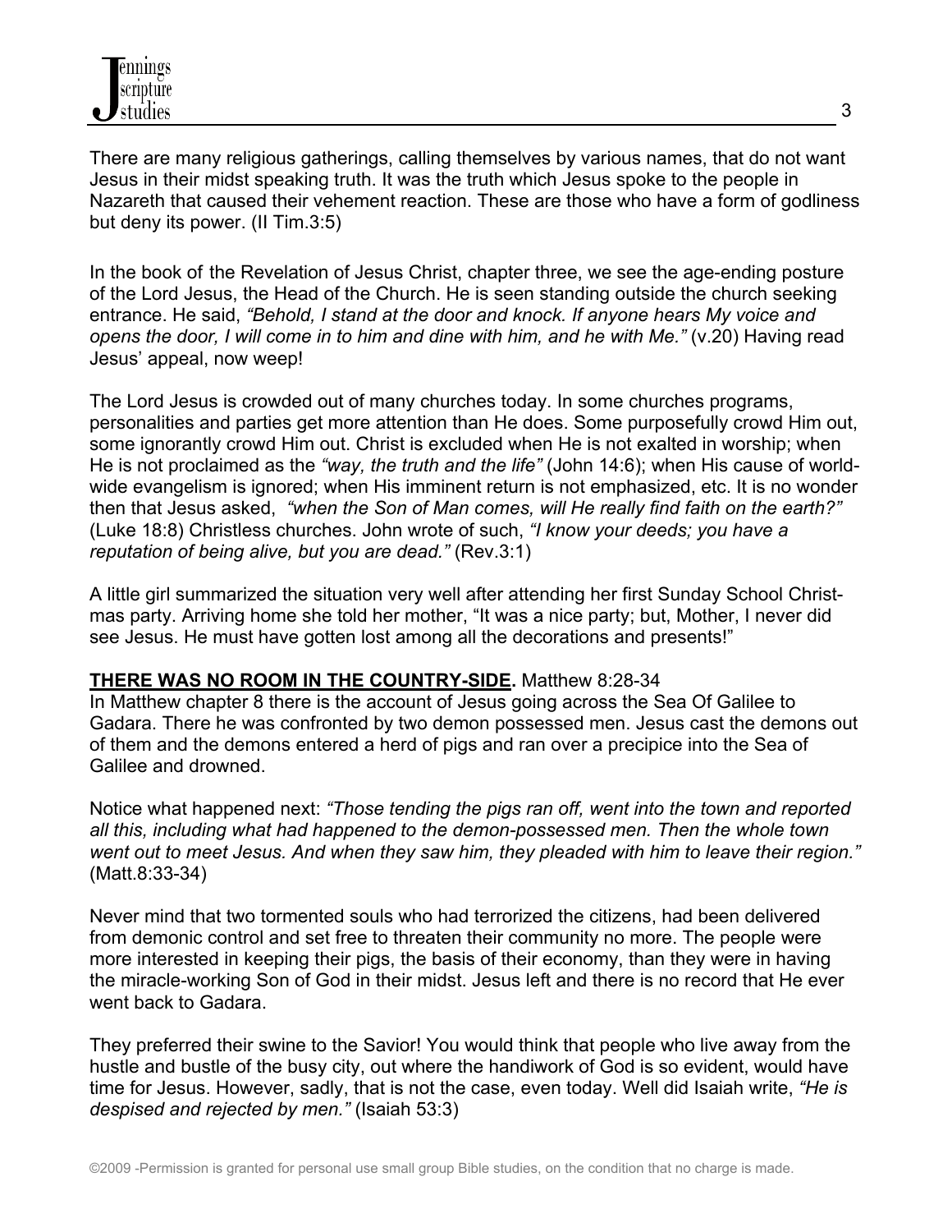There are many religious gatherings, calling themselves by various names, that do not want Jesus in their midst speaking truth. It was the truth which Jesus spoke to the people in Nazareth that caused their vehement reaction. These are those who have a form of godliness but deny its power. (II Tim.3:5)

In the book of the Revelation of Jesus Christ, chapter three, we see the age-ending posture of the Lord Jesus, the Head of the Church. He is seen standing outside the church seeking entrance. He said, *"Behold, I stand at the door and knock. If anyone hears My voice and opens the door, I will come in to him and dine with him, and he with Me."* (v.20) Having read Jesus' appeal, now weep!

The Lord Jesus is crowded out of many churches today. In some churches programs, personalities and parties get more attention than He does. Some purposefully crowd Him out, some ignorantly crowd Him out. Christ is excluded when He is not exalted in worship; when He is not proclaimed as the *"way, the truth and the life"* (John 14:6); when His cause of world-wide evangelism is ignored; when His imminent return is not emphasized, etc. It is no wonder then that Jesus asked, *"when the Son of Man comes, will He really find faith on the earth?"* (Luke 18:8) Christless churches. John wrote of such, *"I know your deeds; you have a reputation of being alive, but you are dead."* (Rev.3:1)

A little girl summarized the situation very well after attending her first Sunday School Christmas party. Arriving home she told her mother, "It was a nice party; but, Mother, I never did see Jesus. He must have gotten lost among all the decorations and presents!"

**THERE WAS NO ROOM IN THE COUNTRY-SIDE.** Matthew 8:28-34

In Matthew chapter 8 there is the account of Jesus going across the Sea Of Galilee to Gadara. There he was confronted by two demon possessed men. Jesus cast the demons out of them and the demons entered a herd of pigs and ran over a precipice into the Sea of Galilee and drowned.

Notice what happened next: *"Those tending the pigs ran off, went into the town and reported all this, including what had happened to the demon-possessed men. Then the whole town went out to meet Jesus. And when they saw him, they pleaded with him to leave their region."* (Matt.8:33-34)

Never mind that two tormented souls who had terrorized the citizens, had been delivered from demonic control and set free to threaten their community no more. The people were more interested in keeping their pigs, the basis of their economy, than they were in having the miracle-working Son of God in their midst. Jesus left and there is no record that He ever went back to Gadara.

They preferred their swine to the Savior! You would think that people who live away from the hustle and bustle of the busy city, out where the handiwork of God is so evident, would have time for Jesus. However, sadly, that is not the case, even today. Well did Isaiah write, *"He is despised and rejected by men."* (Isaiah 53:3)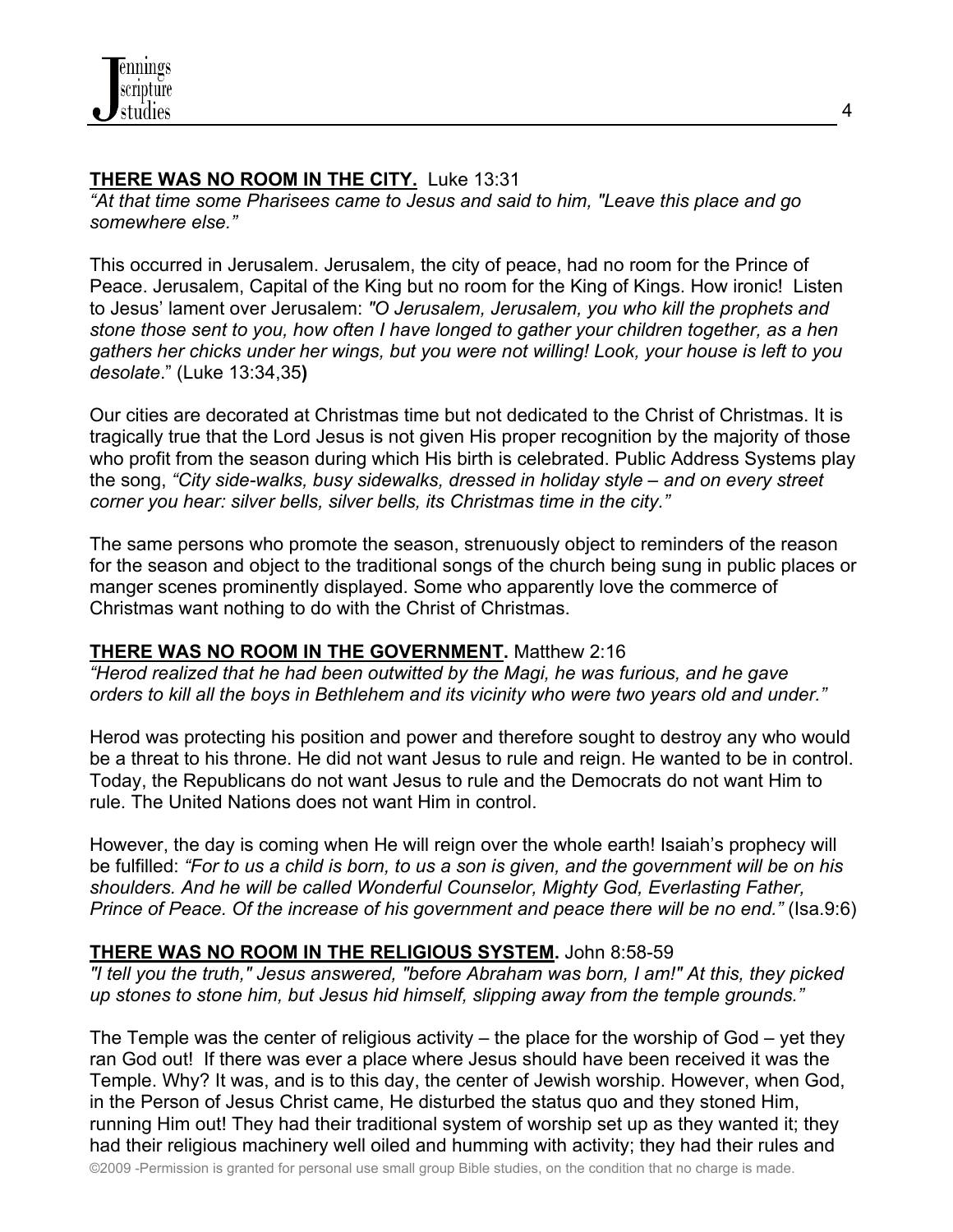**THERE WAS NO ROOM IN THE CITY.** Luke 13:31
*"At that time some Pharisees came to Jesus and said to him, "Leave this place and go somewhere else."*

This occurred in Jerusalem. Jerusalem, the city of peace, had no room for the Prince of Peace. Jerusalem, Capital of the King but no room for the King of Kings. How ironic! Listen to Jesus' lament over Jerusalem: *"O Jerusalem, Jerusalem, you who kill the prophets and stone those sent to you, how often I have longed to gather your children together, as a hen gathers her chicks under her wings, but you were not willing! Look, your house is left to you desolate*." (Luke 13:34,35**)**

Our cities are decorated at Christmas time but not dedicated to the Christ of Christmas. It is tragically true that the Lord Jesus is not given His proper recognition by the majority of those who profit from the season during which His birth is celebrated. Public Address Systems play the song, *"City side-walks, busy sidewalks, dressed in holiday style – and on every street corner you hear: silver bells, silver bells, its Christmas time in the city."*

The same persons who promote the season, strenuously object to reminders of the reason for the season and object to the traditional songs of the church being sung in public places or manger scenes prominently displayed. Some who apparently love the commerce of Christmas want nothing to do with the Christ of Christmas.

**THERE WAS NO ROOM IN THE GOVERNMENT.** Matthew 2:16
*"Herod realized that he had been outwitted by the Magi, he was furious, and he gave orders to kill all the boys in Bethlehem and its vicinity who were two years old and under."*

Herod was protecting his position and power and therefore sought to destroy any who would be a threat to his throne. He did not want Jesus to rule and reign. He wanted to be in control. Today, the Republicans do not want Jesus to rule and the Democrats do not want Him to rule. The United Nations does not want Him in control.

However, the day is coming when He will reign over the whole earth! Isaiah's prophecy will be fulfilled: *"For to us a child is born, to us a son is given, and the government will be on his shoulders. And he will be called Wonderful Counselor, Mighty God, Everlasting Father, Prince of Peace. Of the increase of his government and peace there will be no end."* (Isa.9:6)

**THERE WAS NO ROOM IN THE RELIGIOUS SYSTEM.** John 8:58-59
*"I tell you the truth," Jesus answered, "before Abraham was born, I am!" At this, they picked up stones to stone him, but Jesus hid himself, slipping away from the temple grounds."*

The Temple was the center of religious activity – the place for the worship of God – yet they ran God out! If there was ever a place where Jesus should have been received it was the Temple. Why? It was, and is to this day, the center of Jewish worship. However, when God, in the Person of Jesus Christ came, He disturbed the status quo and they stoned Him, running Him out! They had their traditional system of worship set up as they wanted it; they had their religious machinery well oiled and humming with activity; they had their rules and

©2009 -Permission is granted for personal use small group Bible studies, on the condition that no charge is made.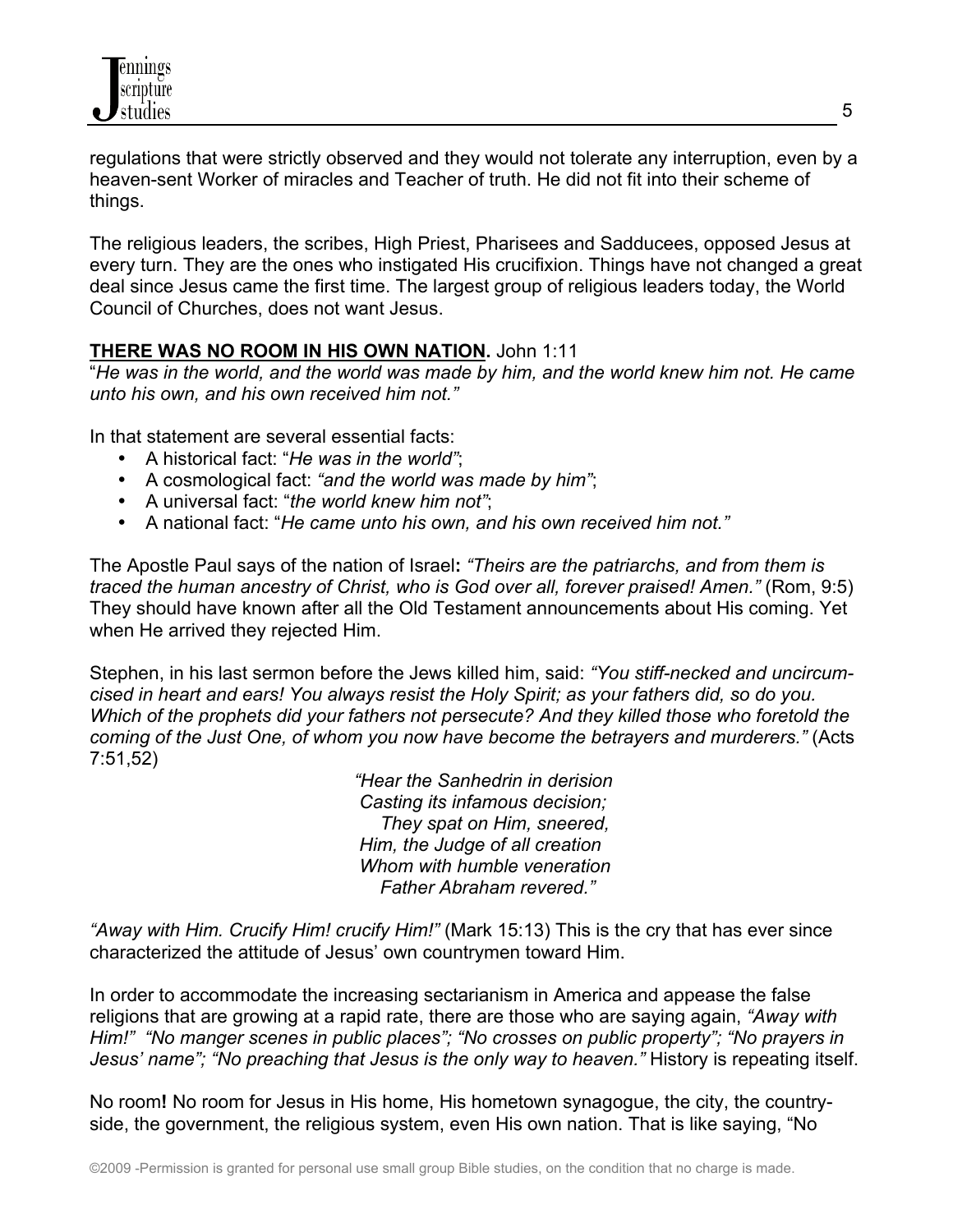regulations that were strictly observed and they would not tolerate any interruption, even by a heaven-sent Worker of miracles and Teacher of truth. He did not fit into their scheme of things.

The religious leaders, the scribes, High Priest, Pharisees and Sadducees, opposed Jesus at every turn. They are the ones who instigated His crucifixion. Things have not changed a great deal since Jesus came the first time. The largest group of religious leaders today, the World Council of Churches, does not want Jesus.

**THERE WAS NO ROOM IN HIS OWN NATION.** John 1:11

"*He was in the world, and the world was made by him, and the world knew him not. He came unto his own, and his own received him not."*

In that statement are several essential facts:

- A historical fact: "*He was in the world"*;
- A cosmological fact: *"and the world was made by him"*;
- A universal fact: "*the world knew him not"*;
- A national fact: "*He came unto his own, and his own received him not."*

The Apostle Paul says of the nation of Israel**:** *"Theirs are the patriarchs, and from them is traced the human ancestry of Christ, who is God over all, forever praised! Amen."* (Rom, 9:5) They should have known after all the Old Testament announcements about His coming. Yet when He arrived they rejected Him.

Stephen, in his last sermon before the Jews killed him, said: *"You stiff-necked and uncircumcised in heart and ears! You always resist the Holy Spirit; as your fathers did, so do you. Which of the prophets did your fathers not persecute? And they killed those who foretold the coming of the Just One, of whom you now have become the betrayers and murderers."* (Acts 7:51,52)

*"Hear the Sanhedrin in derision*
*Casting its infamous decision;*
*They spat on Him, sneered,*
*Him, the Judge of all creation*
*Whom with humble veneration*
*Father Abraham revered."*

*"Away with Him. Crucify Him! crucify Him!"* (Mark 15:13) This is the cry that has ever since characterized the attitude of Jesus' own countrymen toward Him.

In order to accommodate the increasing sectarianism in America and appease the false religions that are growing at a rapid rate, there are those who are saying again, *"Away with Him!" "No manger scenes in public places"; "No crosses on public property"; "No prayers in Jesus' name"; "No preaching that Jesus is the only way to heaven."* History is repeating itself.

No room**!** No room for Jesus in His home, His hometown synagogue, the city, the countryside, the government, the religious system, even His own nation. That is like saying, "No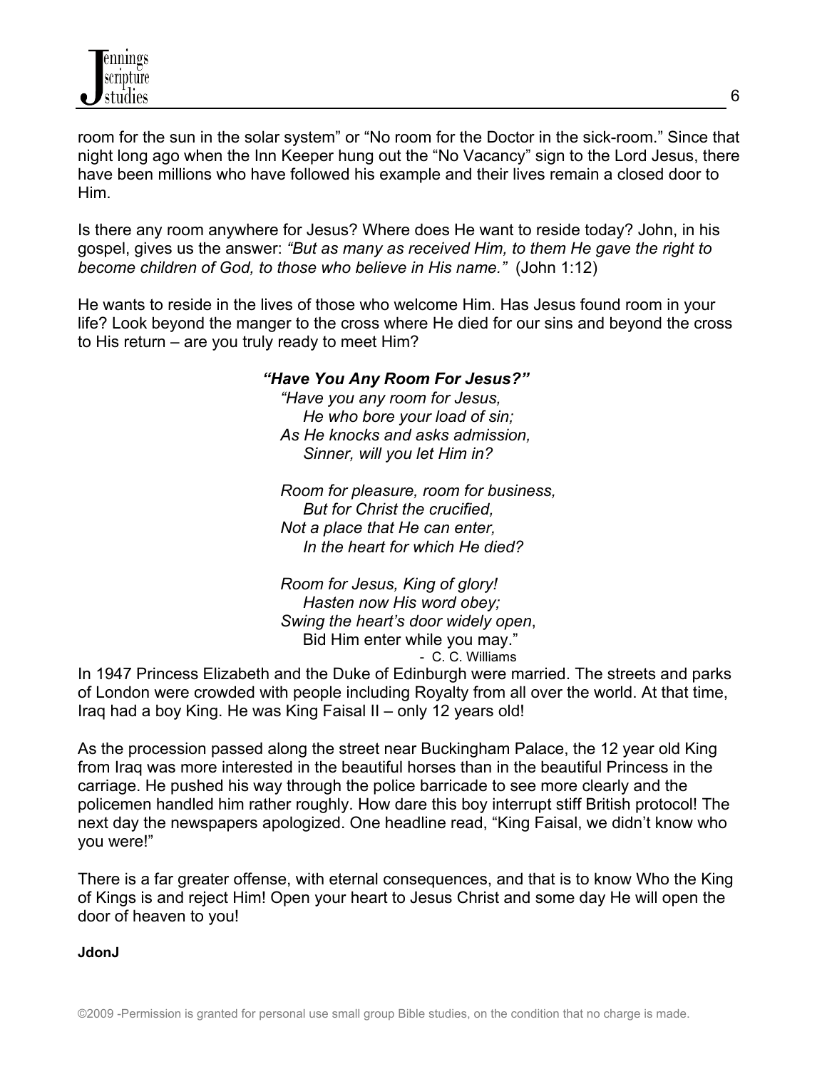room for the sun in the solar system" or "No room for the Doctor in the sick-room." Since that night long ago when the Inn Keeper hung out the "No Vacancy" sign to the Lord Jesus, there have been millions who have followed his example and their lives remain a closed door to Him.

Is there any room anywhere for Jesus? Where does He want to reside today? John, in his gospel, gives us the answer: *"But as many as received Him, to them He gave the right to become children of God, to those who believe in His name."* (John 1:12)

He wants to reside in the lives of those who welcome Him. Has Jesus found room in your life? Look beyond the manger to the cross where He died for our sins and beyond the cross to His return – are you truly ready to meet Him?

***"Have You Any Room For Jesus?"***

*"Have you any room for Jesus,*
*He who bore your load of sin;*
*As He knocks and asks admission,*
*Sinner, will you let Him in?*

*Room for pleasure, room for business,*
*But for Christ the crucified,*
*Not a place that He can enter,*
*In the heart for which He died?*

*Room for Jesus, King of glory!*
*Hasten now His word obey;*
*Swing the heart's door widely open*,
Bid Him enter while you may."

- C. C. Williams

In 1947 Princess Elizabeth and the Duke of Edinburgh were married. The streets and parks of London were crowded with people including Royalty from all over the world. At that time, Iraq had a boy King. He was King Faisal II – only 12 years old!

As the procession passed along the street near Buckingham Palace, the 12 year old King from Iraq was more interested in the beautiful horses than in the beautiful Princess in the carriage. He pushed his way through the police barricade to see more clearly and the policemen handled him rather roughly. How dare this boy interrupt stiff British protocol! The next day the newspapers apologized. One headline read, "King Faisal, we didn't know who you were!"

There is a far greater offense, with eternal consequences, and that is to know Who the King of Kings is and reject Him! Open your heart to Jesus Christ and some day He will open the door of heaven to you!

**JdonJ**

©2009 -Permission is granted for personal use small group Bible studies, on the condition that no charge is made.